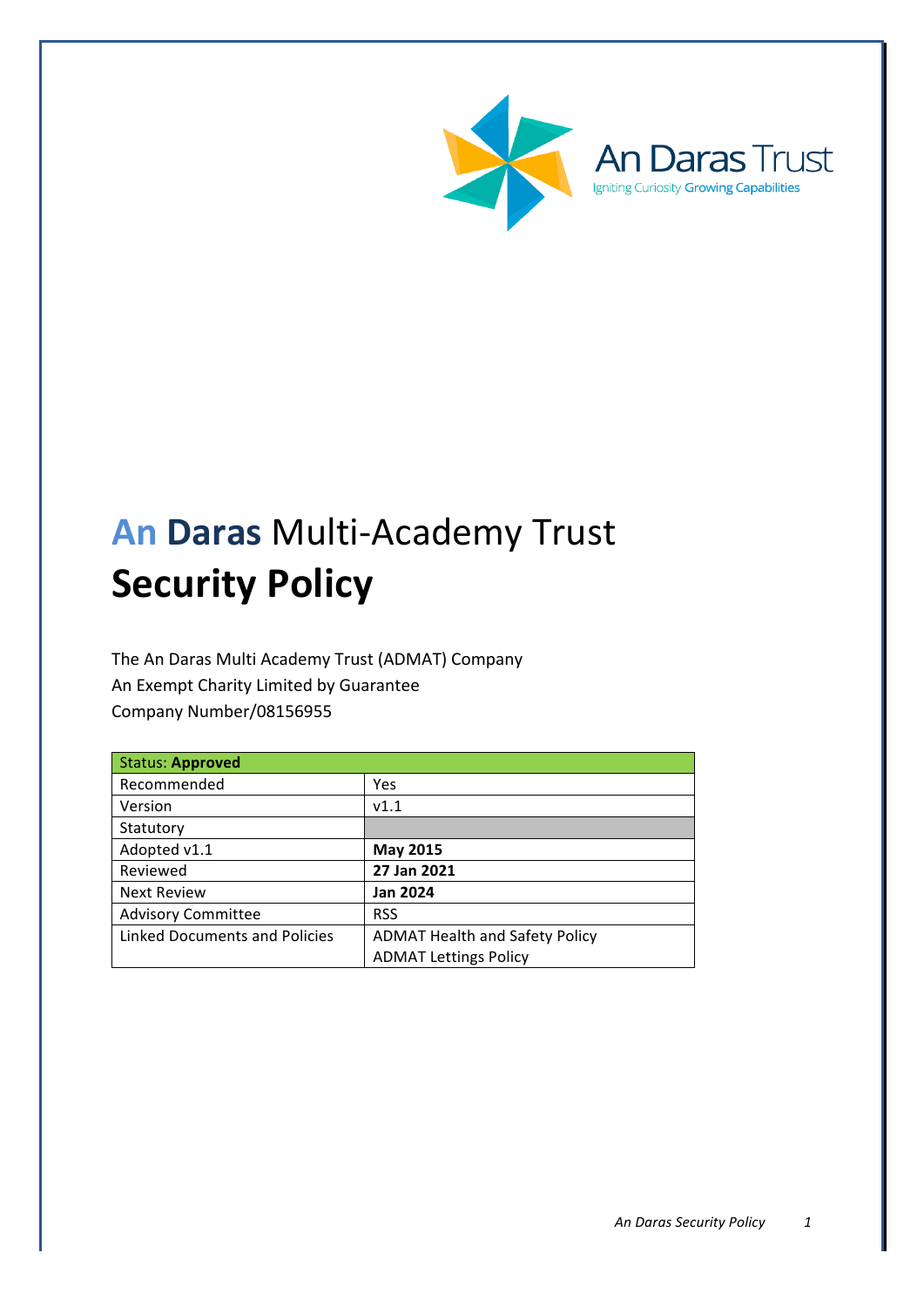An Daras Trust

Igniting Curiosity Growing Capabilities

# An Daras Multi-Academy Trust
# Security Policy

The An Daras Multi Academy Trust (ADMAT) Company
An Exempt Charity Limited by Guarantee
Company Number/08156955

| Status: **Approved** | |
|---|---|
| Recommended | Yes |
| Version | v1.1 |
| Statutory | |
| Adopted v1.1 | **May 2015** |
| Reviewed | **27 Jan 2021** |
| Next Review | **Jan 2024** |
| Advisory Committee | RSS |
| Linked Documents and Policies | ADMAT Health and Safety Policy<br>ADMAT Lettings Policy |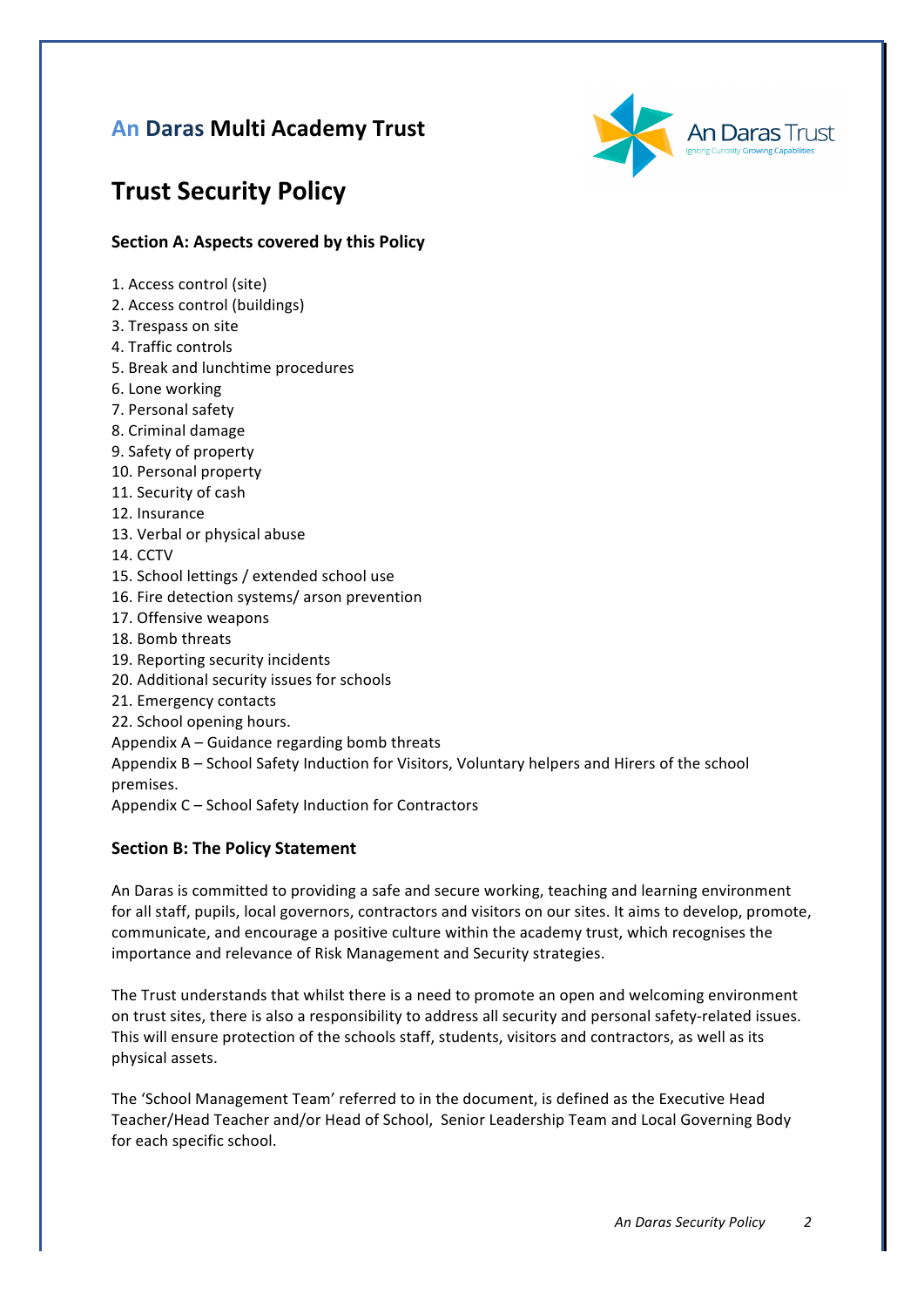## An Daras Multi Academy Trust

# Trust Security Policy

### Section A: Aspects covered by this Policy

1. Access control (site)
2. Access control (buildings)
3. Trespass on site
4. Traffic controls
5. Break and lunchtime procedures
6. Lone working
7. Personal safety
8. Criminal damage
9. Safety of property
10. Personal property
11. Security of cash
12. Insurance
13. Verbal or physical abuse
14. CCTV
15. School lettings / extended school use
16. Fire detection systems/ arson prevention
17. Offensive weapons
18. Bomb threats
19. Reporting security incidents
20. Additional security issues for schools
21. Emergency contacts
22. School opening hours.

Appendix A – Guidance regarding bomb threats
Appendix B – School Safety Induction for Visitors, Voluntary helpers and Hirers of the school premises.
Appendix C – School Safety Induction for Contractors

### Section B: The Policy Statement

An Daras is committed to providing a safe and secure working, teaching and learning environment for all staff, pupils, local governors, contractors and visitors on our sites. It aims to develop, promote, communicate, and encourage a positive culture within the academy trust, which recognises the importance and relevance of Risk Management and Security strategies.

The Trust understands that whilst there is a need to promote an open and welcoming environment on trust sites, there is also a responsibility to address all security and personal safety-related issues. This will ensure protection of the schools staff, students, visitors and contractors, as well as its physical assets.

The 'School Management Team' referred to in the document, is defined as the Executive Head Teacher/Head Teacher and/or Head of School, Senior Leadership Team and Local Governing Body for each specific school.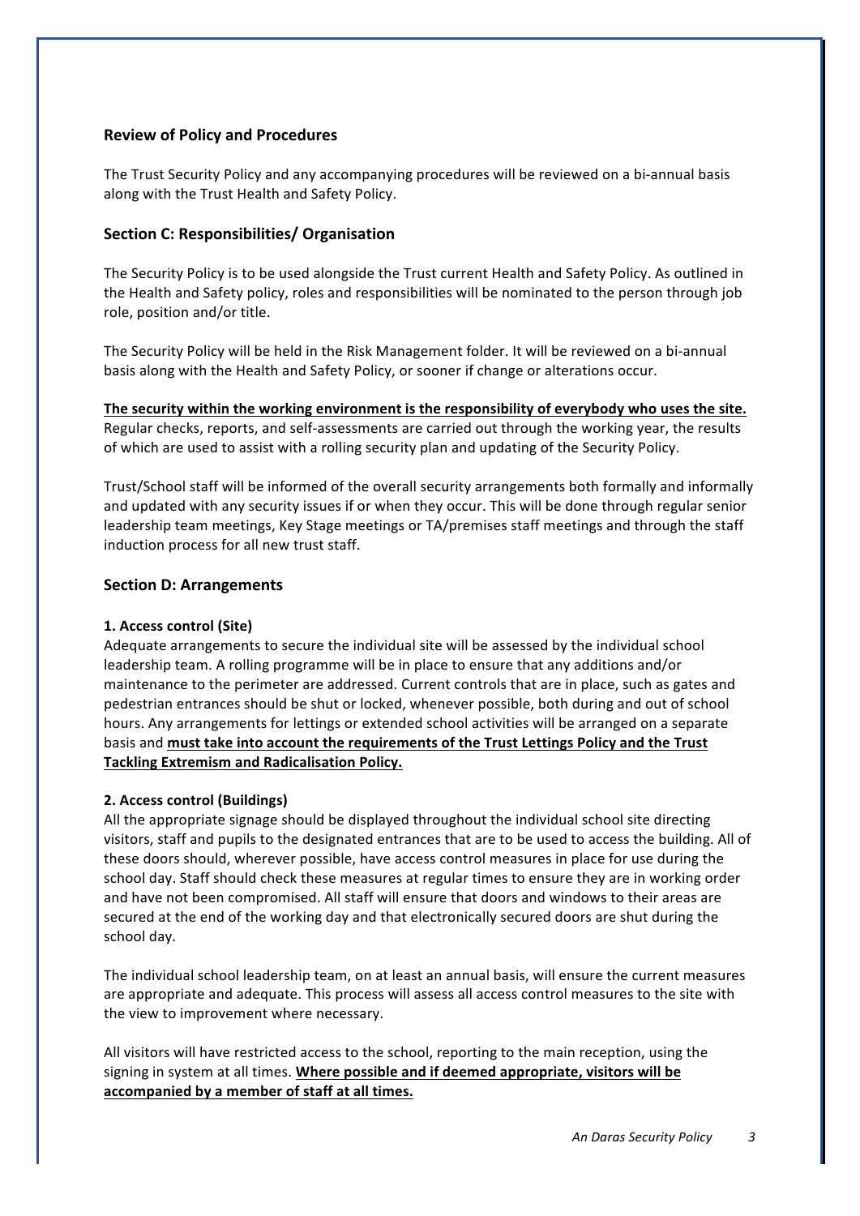## Review of Policy and Procedures

The Trust Security Policy and any accompanying procedures will be reviewed on a bi-annual basis along with the Trust Health and Safety Policy.

## Section C: Responsibilities/ Organisation

The Security Policy is to be used alongside the Trust current Health and Safety Policy. As outlined in the Health and Safety policy, roles and responsibilities will be nominated to the person through job role, position and/or title.

The Security Policy will be held in the Risk Management folder. It will be reviewed on a bi-annual basis along with the Health and Safety Policy, or sooner if change or alterations occur.

**The security within the working environment is the responsibility of everybody who uses the site.** Regular checks, reports, and self-assessments are carried out through the working year, the results of which are used to assist with a rolling security plan and updating of the Security Policy.

Trust/School staff will be informed of the overall security arrangements both formally and informally and updated with any security issues if or when they occur. This will be done through regular senior leadership team meetings, Key Stage meetings or TA/premises staff meetings and through the staff induction process for all new trust staff.

## Section D: Arrangements

### 1. Access control (Site)

Adequate arrangements to secure the individual site will be assessed by the individual school leadership team. A rolling programme will be in place to ensure that any additions and/or maintenance to the perimeter are addressed. Current controls that are in place, such as gates and pedestrian entrances should be shut or locked, whenever possible, both during and out of school hours. Any arrangements for lettings or extended school activities will be arranged on a separate basis and **must take into account the requirements of the Trust Lettings Policy and the Trust Tackling Extremism and Radicalisation Policy.**

### 2. Access control (Buildings)

All the appropriate signage should be displayed throughout the individual school site directing visitors, staff and pupils to the designated entrances that are to be used to access the building. All of these doors should, wherever possible, have access control measures in place for use during the school day. Staff should check these measures at regular times to ensure they are in working order and have not been compromised. All staff will ensure that doors and windows to their areas are secured at the end of the working day and that electronically secured doors are shut during the school day.

The individual school leadership team, on at least an annual basis, will ensure the current measures are appropriate and adequate. This process will assess all access control measures to the site with the view to improvement where necessary.

All visitors will have restricted access to the school, reporting to the main reception, using the signing in system at all times. **Where possible and if deemed appropriate, visitors will be accompanied by a member of staff at all times.**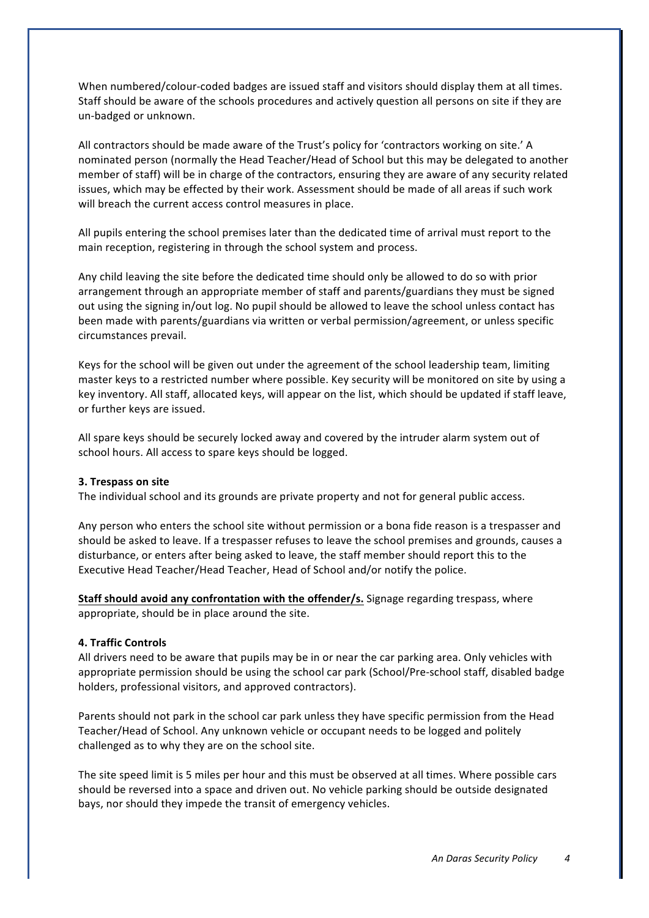When numbered/colour-coded badges are issued staff and visitors should display them at all times. Staff should be aware of the schools procedures and actively question all persons on site if they are un-badged or unknown.

All contractors should be made aware of the Trust's policy for 'contractors working on site.' A nominated person (normally the Head Teacher/Head of School but this may be delegated to another member of staff) will be in charge of the contractors, ensuring they are aware of any security related issues, which may be effected by their work. Assessment should be made of all areas if such work will breach the current access control measures in place.

All pupils entering the school premises later than the dedicated time of arrival must report to the main reception, registering in through the school system and process.

Any child leaving the site before the dedicated time should only be allowed to do so with prior arrangement through an appropriate member of staff and parents/guardians they must be signed out using the signing in/out log. No pupil should be allowed to leave the school unless contact has been made with parents/guardians via written or verbal permission/agreement, or unless specific circumstances prevail.

Keys for the school will be given out under the agreement of the school leadership team, limiting master keys to a restricted number where possible. Key security will be monitored on site by using a key inventory. All staff, allocated keys, will appear on the list, which should be updated if staff leave, or further keys are issued.

All spare keys should be securely locked away and covered by the intruder alarm system out of school hours. All access to spare keys should be logged.

**3. Trespass on site**

The individual school and its grounds are private property and not for general public access.

Any person who enters the school site without permission or a bona fide reason is a trespasser and should be asked to leave. If a trespasser refuses to leave the school premises and grounds, causes a disturbance, or enters after being asked to leave, the staff member should report this to the Executive Head Teacher/Head Teacher, Head of School and/or notify the police.

**Staff should avoid any confrontation with the offender/s.** Signage regarding trespass, where appropriate, should be in place around the site.

**4. Traffic Controls**

All drivers need to be aware that pupils may be in or near the car parking area. Only vehicles with appropriate permission should be using the school car park (School/Pre-school staff, disabled badge holders, professional visitors, and approved contractors).

Parents should not park in the school car park unless they have specific permission from the Head Teacher/Head of School. Any unknown vehicle or occupant needs to be logged and politely challenged as to why they are on the school site.

The site speed limit is 5 miles per hour and this must be observed at all times. Where possible cars should be reversed into a space and driven out. No vehicle parking should be outside designated bays, nor should they impede the transit of emergency vehicles.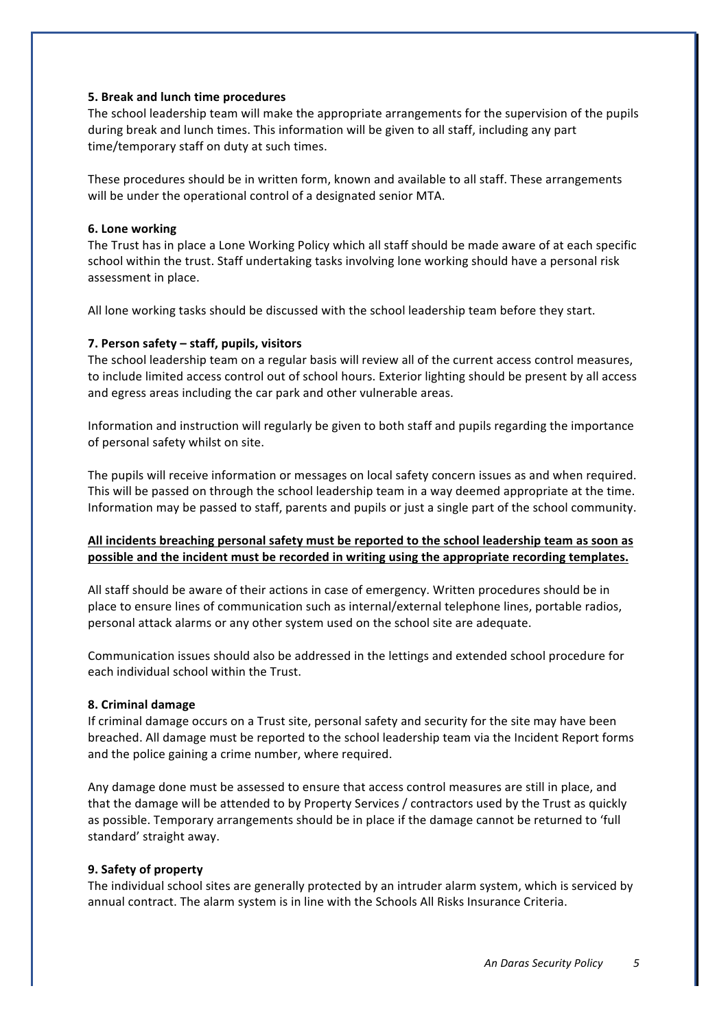**5. Break and lunch time procedures**

The school leadership team will make the appropriate arrangements for the supervision of the pupils during break and lunch times. This information will be given to all staff, including any part time/temporary staff on duty at such times.

These procedures should be in written form, known and available to all staff. These arrangements will be under the operational control of a designated senior MTA.

**6. Lone working**

The Trust has in place a Lone Working Policy which all staff should be made aware of at each specific school within the trust. Staff undertaking tasks involving lone working should have a personal risk assessment in place.

All lone working tasks should be discussed with the school leadership team before they start.

**7. Person safety – staff, pupils, visitors**

The school leadership team on a regular basis will review all of the current access control measures, to include limited access control out of school hours. Exterior lighting should be present by all access and egress areas including the car park and other vulnerable areas.

Information and instruction will regularly be given to both staff and pupils regarding the importance of personal safety whilst on site.

The pupils will receive information or messages on local safety concern issues as and when required. This will be passed on through the school leadership team in a way deemed appropriate at the time. Information may be passed to staff, parents and pupils or just a single part of the school community.

**<u>All incidents breaching personal safety must be reported to the school leadership team as soon as possible and the incident must be recorded in writing using the appropriate recording templates.</u>**

All staff should be aware of their actions in case of emergency. Written procedures should be in place to ensure lines of communication such as internal/external telephone lines, portable radios, personal attack alarms or any other system used on the school site are adequate.

Communication issues should also be addressed in the lettings and extended school procedure for each individual school within the Trust.

**8. Criminal damage**

If criminal damage occurs on a Trust site, personal safety and security for the site may have been breached. All damage must be reported to the school leadership team via the Incident Report forms and the police gaining a crime number, where required.

Any damage done must be assessed to ensure that access control measures are still in place, and that the damage will be attended to by Property Services / contractors used by the Trust as quickly as possible. Temporary arrangements should be in place if the damage cannot be returned to 'full standard' straight away.

**9. Safety of property**

The individual school sites are generally protected by an intruder alarm system, which is serviced by annual contract. The alarm system is in line with the Schools All Risks Insurance Criteria.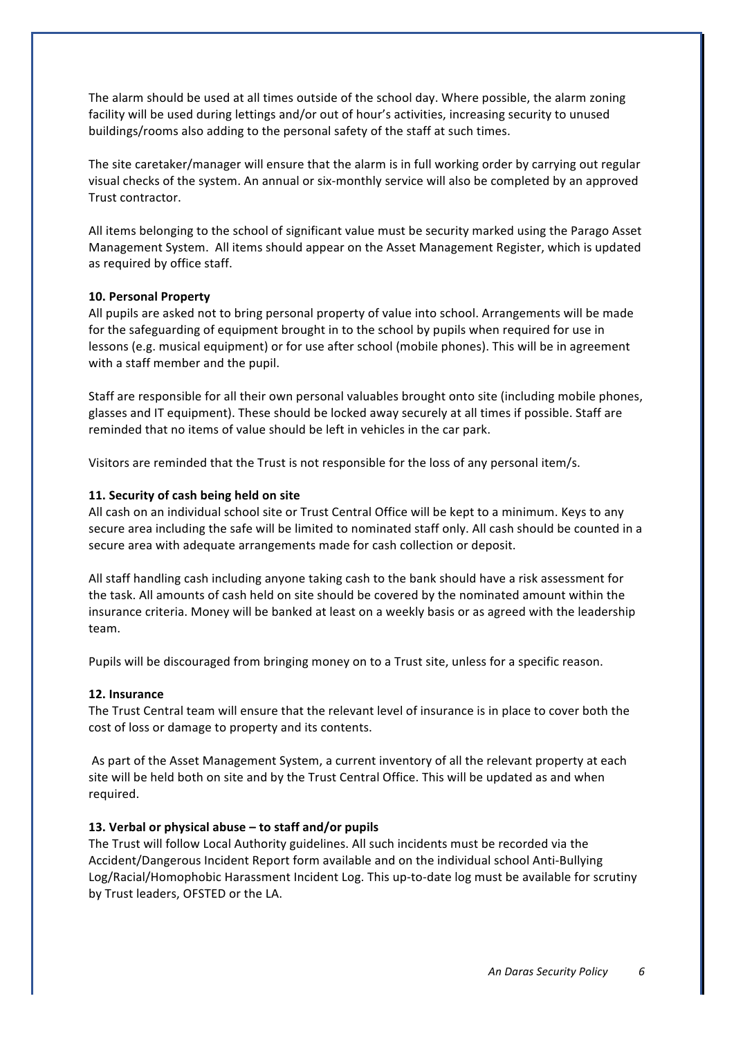The alarm should be used at all times outside of the school day. Where possible, the alarm zoning facility will be used during lettings and/or out of hour's activities, increasing security to unused buildings/rooms also adding to the personal safety of the staff at such times.

The site caretaker/manager will ensure that the alarm is in full working order by carrying out regular visual checks of the system. An annual or six-monthly service will also be completed by an approved Trust contractor.

All items belonging to the school of significant value must be security marked using the Parago Asset Management System. All items should appear on the Asset Management Register, which is updated as required by office staff.

**10. Personal Property**

All pupils are asked not to bring personal property of value into school. Arrangements will be made for the safeguarding of equipment brought in to the school by pupils when required for use in lessons (e.g. musical equipment) or for use after school (mobile phones). This will be in agreement with a staff member and the pupil.

Staff are responsible for all their own personal valuables brought onto site (including mobile phones, glasses and IT equipment). These should be locked away securely at all times if possible. Staff are reminded that no items of value should be left in vehicles in the car park.

Visitors are reminded that the Trust is not responsible for the loss of any personal item/s.

**11. Security of cash being held on site**

All cash on an individual school site or Trust Central Office will be kept to a minimum. Keys to any secure area including the safe will be limited to nominated staff only. All cash should be counted in a secure area with adequate arrangements made for cash collection or deposit.

All staff handling cash including anyone taking cash to the bank should have a risk assessment for the task. All amounts of cash held on site should be covered by the nominated amount within the insurance criteria. Money will be banked at least on a weekly basis or as agreed with the leadership team.

Pupils will be discouraged from bringing money on to a Trust site, unless for a specific reason.

**12. Insurance**

The Trust Central team will ensure that the relevant level of insurance is in place to cover both the cost of loss or damage to property and its contents.

As part of the Asset Management System, a current inventory of all the relevant property at each site will be held both on site and by the Trust Central Office. This will be updated as and when required.

**13. Verbal or physical abuse – to staff and/or pupils**

The Trust will follow Local Authority guidelines. All such incidents must be recorded via the Accident/Dangerous Incident Report form available and on the individual school Anti-Bullying Log/Racial/Homophobic Harassment Incident Log. This up-to-date log must be available for scrutiny by Trust leaders, OFSTED or the LA.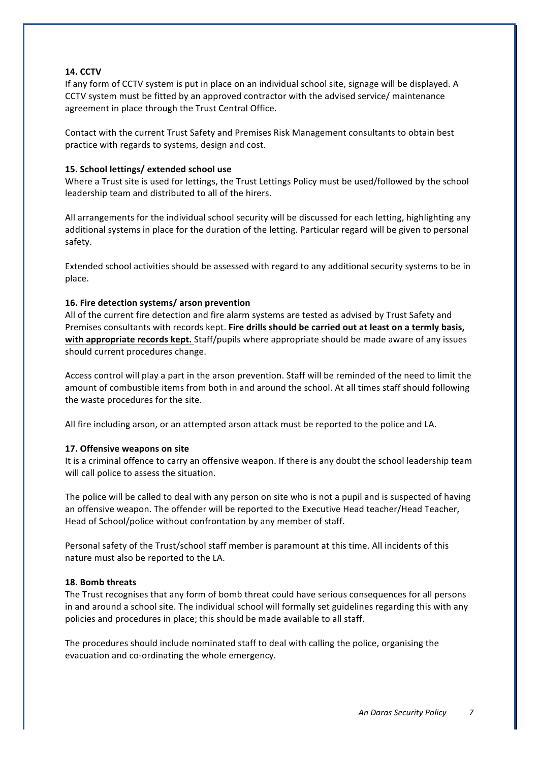**14. CCTV**

If any form of CCTV system is put in place on an individual school site, signage will be displayed. A CCTV system must be fitted by an approved contractor with the advised service/ maintenance agreement in place through the Trust Central Office.

Contact with the current Trust Safety and Premises Risk Management consultants to obtain best practice with regards to systems, design and cost.

**15. School lettings/ extended school use**

Where a Trust site is used for lettings, the Trust Lettings Policy must be used/followed by the school leadership team and distributed to all of the hirers.

All arrangements for the individual school security will be discussed for each letting, highlighting any additional systems in place for the duration of the letting. Particular regard will be given to personal safety.

Extended school activities should be assessed with regard to any additional security systems to be in place.

**16. Fire detection systems/ arson prevention**

All of the current fire detection and fire alarm systems are tested as advised by Trust Safety and Premises consultants with records kept. **Fire drills should be carried out at least on a termly basis, with appropriate records kept.** Staff/pupils where appropriate should be made aware of any issues should current procedures change.

Access control will play a part in the arson prevention. Staff will be reminded of the need to limit the amount of combustible items from both in and around the school. At all times staff should following the waste procedures for the site.

All fire including arson, or an attempted arson attack must be reported to the police and LA.

**17. Offensive weapons on site**

It is a criminal offence to carry an offensive weapon. If there is any doubt the school leadership team will call police to assess the situation.

The police will be called to deal with any person on site who is not a pupil and is suspected of having an offensive weapon. The offender will be reported to the Executive Head teacher/Head Teacher, Head of School/police without confrontation by any member of staff.

Personal safety of the Trust/school staff member is paramount at this time. All incidents of this nature must also be reported to the LA.

**18. Bomb threats**

The Trust recognises that any form of bomb threat could have serious consequences for all persons in and around a school site. The individual school will formally set guidelines regarding this with any policies and procedures in place; this should be made available to all staff.

The procedures should include nominated staff to deal with calling the police, organising the evacuation and co-ordinating the whole emergency.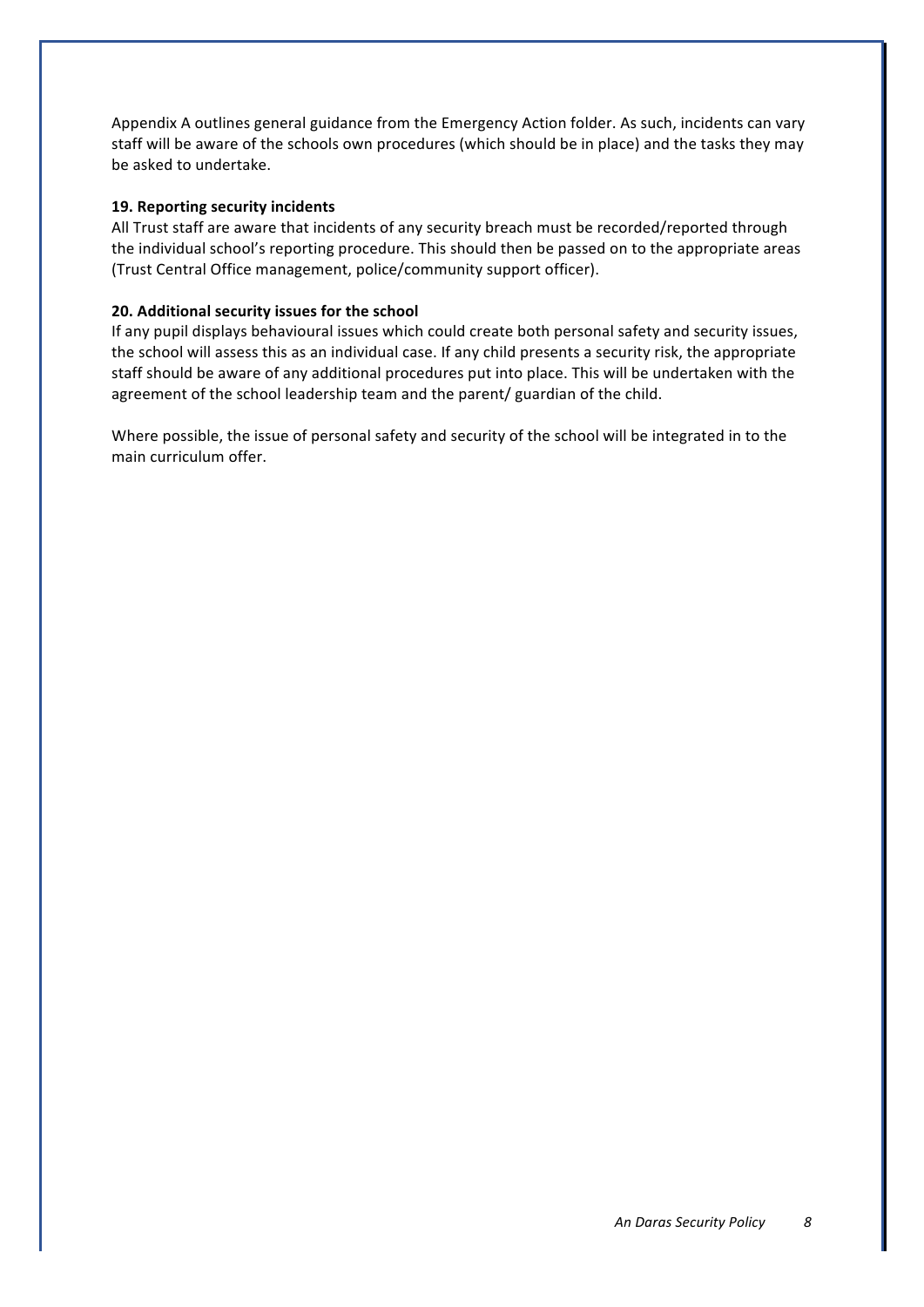Appendix A outlines general guidance from the Emergency Action folder. As such, incidents can vary staff will be aware of the schools own procedures (which should be in place) and the tasks they may be asked to undertake.

### 19. Reporting security incidents

All Trust staff are aware that incidents of any security breach must be recorded/reported through the individual school's reporting procedure. This should then be passed on to the appropriate areas (Trust Central Office management, police/community support officer).

### 20. Additional security issues for the school

If any pupil displays behavioural issues which could create both personal safety and security issues, the school will assess this as an individual case. If any child presents a security risk, the appropriate staff should be aware of any additional procedures put into place. This will be undertaken with the agreement of the school leadership team and the parent/ guardian of the child.

Where possible, the issue of personal safety and security of the school will be integrated in to the main curriculum offer.